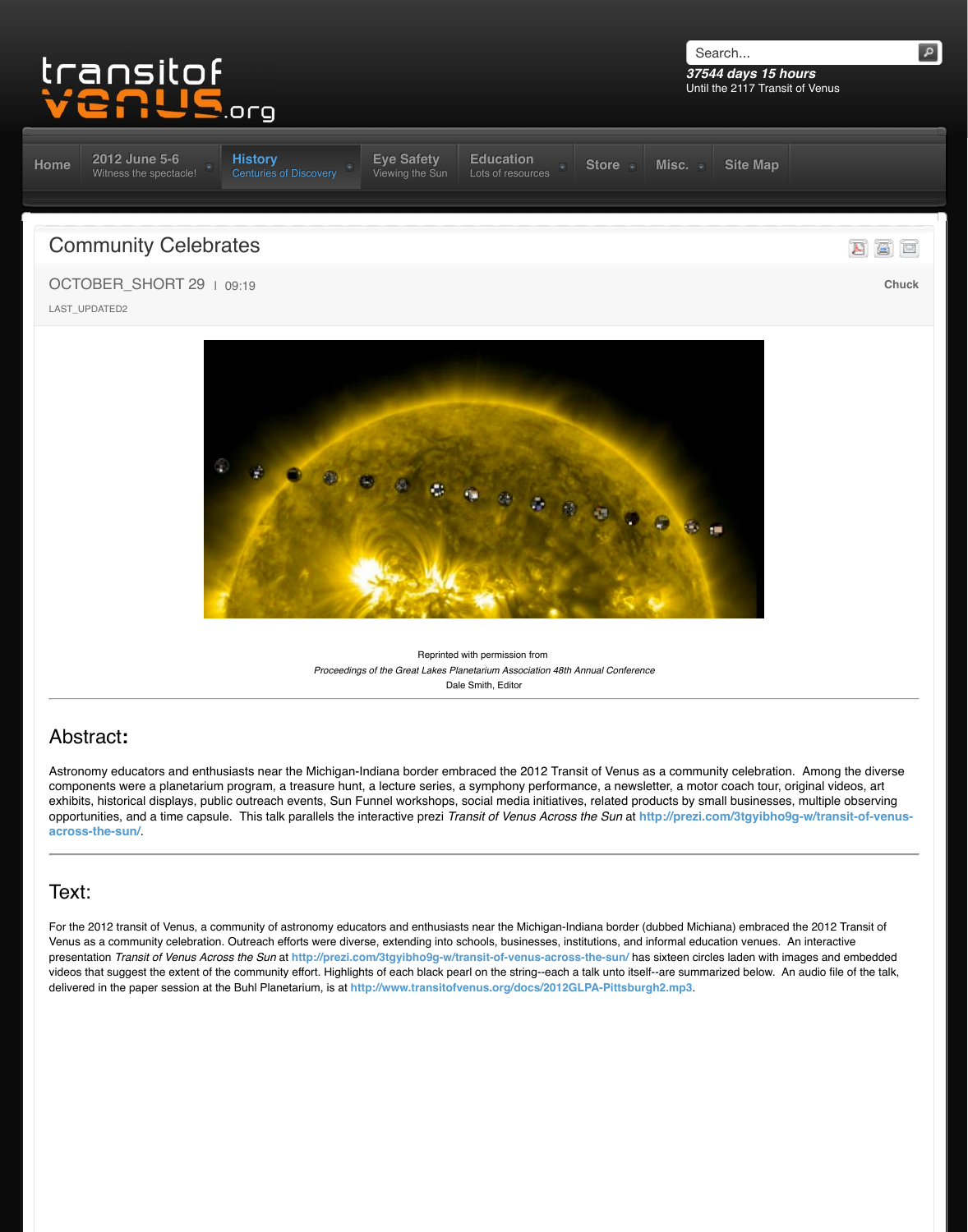# Community Celebrates

OCTOBER_SHORT 29 | 09:19

Chuck

LAST_UPDATED2

Reprinted with permission from

*Proceedings of the Great Lakes Planetarium Association 48th Annual Conference*

Dale Smith, Editor

---

## Abstract:

Astronomy educators and enthusiasts near the Michigan-Indiana border embraced the 2012 Transit of Venus as a community celebration. Among the diverse components were a planetarium program, a treasure hunt, a lecture series, a symphony performance, a newsletter, a motor coach tour, original videos, art exhibits, historical displays, public outreach events, Sun Funnel workshops, social media initiatives, related products by small businesses, multiple observing opportunities, and a time capsule. This talk parallels the interactive prezi *Transit of Venus Across the Sun* at http://prezi.com/3tgyibho9g-w/transit-of-venus-across-the-sun/.

---

## Text:

For the 2012 transit of Venus, a community of astronomy educators and enthusiasts near the Michigan-Indiana border (dubbed Michiana) embraced the 2012 Transit of Venus as a community celebration. Outreach efforts were diverse, extending into schools, businesses, institutions, and informal education venues. An interactive presentation *Transit of Venus Across the Sun* at http://prezi.com/3tgyibho9g-w/transit-of-venus-across-the-sun/ has sixteen circles laden with images and embedded videos that suggest the extent of the community effort. Highlights of each black pearl on the string--each a talk unto itself--are summarized below. An audio file of the talk, delivered in the paper session at the Buhl Planetarium, is at http://www.transitofvenus.org/docs/2012GLPA-Pittsburgh2.mp3.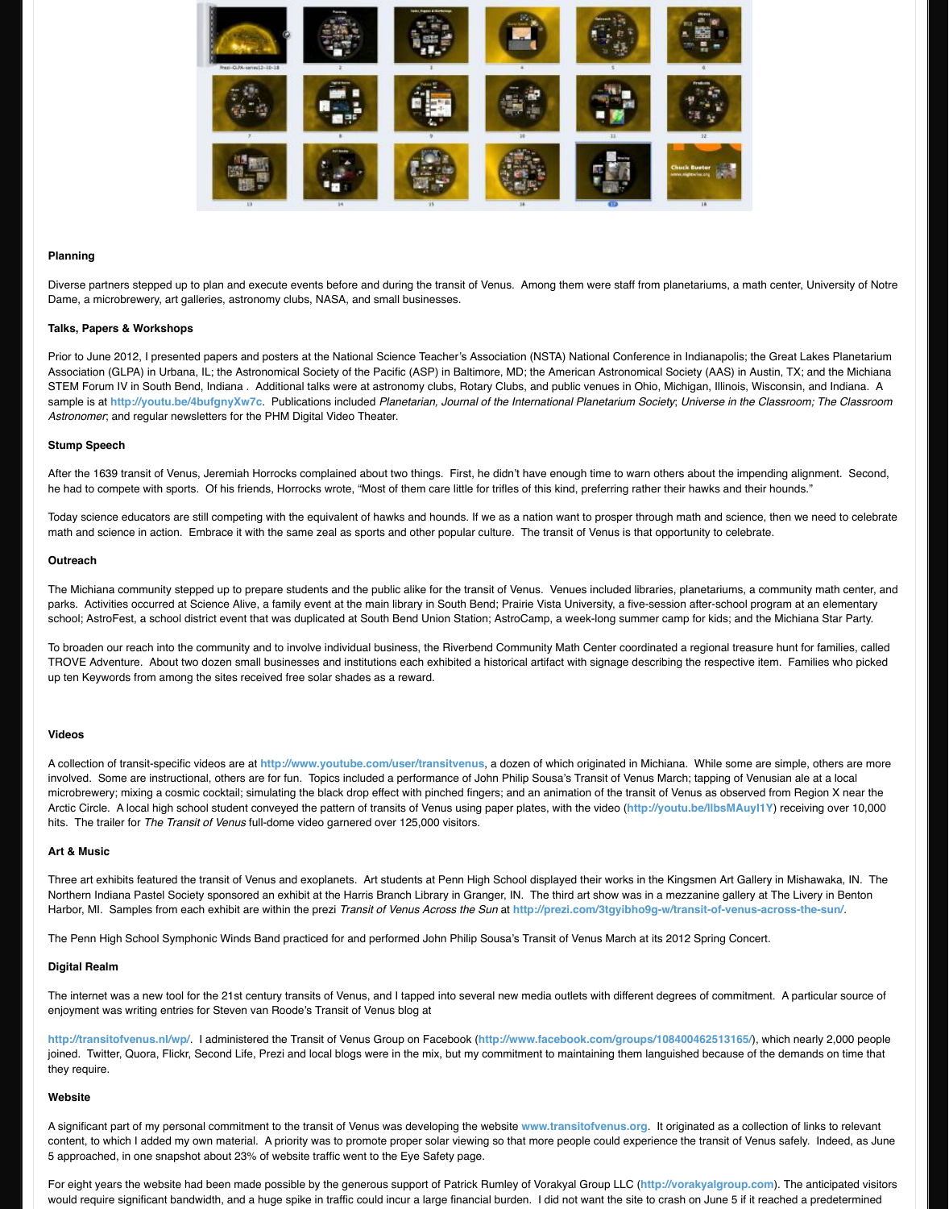**Planning**

Diverse partners stepped up to plan and execute events before and during the transit of Venus. Among them were staff from planetariums, a math center, University of Notre Dame, a microbrewery, art galleries, astronomy clubs, NASA, and small businesses.

**Talks, Papers & Workshops**

Prior to June 2012, I presented papers and posters at the National Science Teacher's Association (NSTA) National Conference in Indianapolis; the Great Lakes Planetarium Association (GLPA) in Urbana, IL; the Astronomical Society of the Pacific (ASP) in Baltimore, MD; the American Astronomical Society (AAS) in Austin, TX; and the Michiana STEM Forum IV in South Bend, Indiana . Additional talks were at astronomy clubs, Rotary Clubs, and public venues in Ohio, Michigan, Illinois, Wisconsin, and Indiana. A sample is at http://youtu.be/4bufgnyXw7c. Publications included *Planetarian, Journal of the International Planetarium Society*; *Universe in the Classroom; The Classroom Astronomer*; and regular newsletters for the PHM Digital Video Theater.

**Stump Speech**

After the 1639 transit of Venus, Jeremiah Horrocks complained about two things. First, he didn't have enough time to warn others about the impending alignment. Second, he had to compete with sports. Of his friends, Horrocks wrote, "Most of them care little for trifles of this kind, preferring rather their hawks and their hounds."

Today science educators are still competing with the equivalent of hawks and hounds. If we as a nation want to prosper through math and science, then we need to celebrate math and science in action. Embrace it with the same zeal as sports and other popular culture. The transit of Venus is that opportunity to celebrate.

**Outreach**

The Michiana community stepped up to prepare students and the public alike for the transit of Venus. Venues included libraries, planetariums, a community math center, and parks. Activities occurred at Science Alive, a family event at the main library in South Bend; Prairie Vista University, a five-session after-school program at an elementary school; AstroFest, a school district event that was duplicated at South Bend Union Station; AstroCamp, a week-long summer camp for kids; and the Michiana Star Party.

To broaden our reach into the community and to involve individual business, the Riverbend Community Math Center coordinated a regional treasure hunt for families, called TROVE Adventure. About two dozen small businesses and institutions each exhibited a historical artifact with signage describing the respective item. Families who picked up ten Keywords from among the sites received free solar shades as a reward.

**Videos**

A collection of transit-specific videos are at http://www.youtube.com/user/transitvenus, a dozen of which originated in Michiana. While some are simple, others are more involved. Some are instructional, others are for fun. Topics included a performance of John Philip Sousa's Transit of Venus March; tapping of Venusian ale at a local microbrewery; mixing a cosmic cocktail; simulating the black drop effect with pinched fingers; and an animation of the transit of Venus as observed from Region X near the Arctic Circle. A local high school student conveyed the pattern of transits of Venus using paper plates, with the video (http://youtu.be/lIbsMAuyl1Y) receiving over 10,000 hits. The trailer for *The Transit of Venus* full-dome video garnered over 125,000 visitors.

**Art & Music**

Three art exhibits featured the transit of Venus and exoplanets. Art students at Penn High School displayed their works in the Kingsmen Art Gallery in Mishawaka, IN. The Northern Indiana Pastel Society sponsored an exhibit at the Harris Branch Library in Granger, IN. The third art show was in a mezzanine gallery at The Livery in Benton Harbor, MI. Samples from each exhibit are within the prezi *Transit of Venus Across the Sun* at http://prezi.com/3tgyibho9g-w/transit-of-venus-across-the-sun/.

The Penn High School Symphonic Winds Band practiced for and performed John Philip Sousa's Transit of Venus March at its 2012 Spring Concert.

**Digital Realm**

The internet was a new tool for the 21st century transits of Venus, and I tapped into several new media outlets with different degrees of commitment. A particular source of enjoyment was writing entries for Steven van Roode's Transit of Venus blog at

http://transitofvenus.nl/wp/. I administered the Transit of Venus Group on Facebook (http://www.facebook.com/groups/108400462513165/), which nearly 2,000 people joined. Twitter, Quora, Flickr, Second Life, Prezi and local blogs were in the mix, but my commitment to maintaining them languished because of the demands on time that they require.

**Website**

A significant part of my personal commitment to the transit of Venus was developing the website www.transitofvenus.org. It originated as a collection of links to relevant content, to which I added my own material. A priority was to promote proper solar viewing so that more people could experience the transit of Venus safely. Indeed, as June 5 approached, in one snapshot about 23% of website traffic went to the Eye Safety page.

For eight years the website had been made possible by the generous support of Patrick Rumley of Vorakyal Group LLC (http://vorakyalgroup.com). The anticipated visitors would require significant bandwidth, and a huge spike in traffic could incur a large financial burden. I did not want the site to crash on June 5 if it reached a predetermined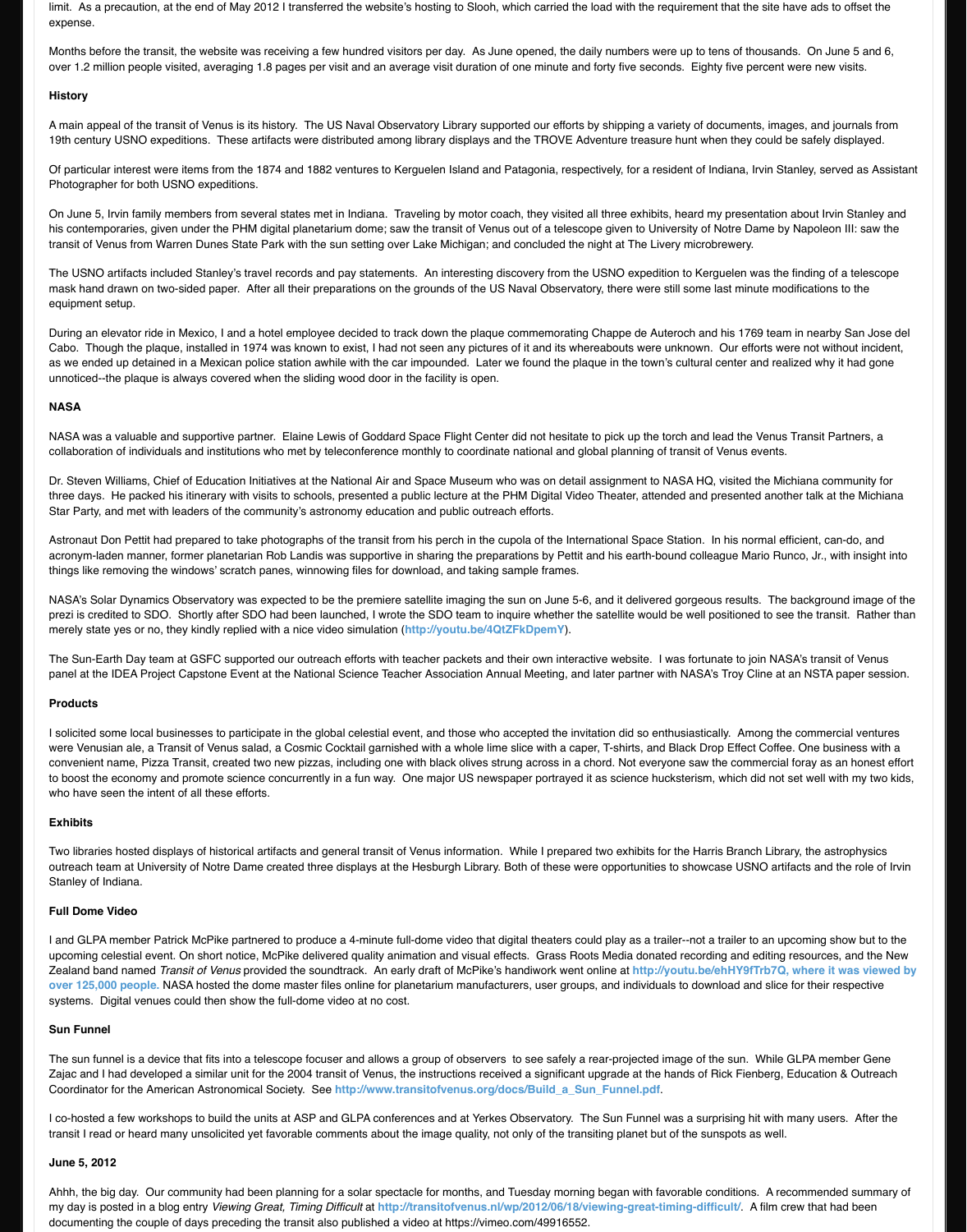limit. As a precaution, at the end of May 2012 I transferred the website's hosting to Slooh, which carried the load with the requirement that the site have ads to offset the expense.

Months before the transit, the website was receiving a few hundred visitors per day. As June opened, the daily numbers were up to tens of thousands. On June 5 and 6, over 1.2 million people visited, averaging 1.8 pages per visit and an average visit duration of one minute and forty five seconds. Eighty five percent were new visits.

**History**

A main appeal of the transit of Venus is its history. The US Naval Observatory Library supported our efforts by shipping a variety of documents, images, and journals from 19th century USNO expeditions. These artifacts were distributed among library displays and the TROVE Adventure treasure hunt when they could be safely displayed.

Of particular interest were items from the 1874 and 1882 ventures to Kerguelen Island and Patagonia, respectively, for a resident of Indiana, Irvin Stanley, served as Assistant Photographer for both USNO expeditions.

On June 5, Irvin family members from several states met in Indiana. Traveling by motor coach, they visited all three exhibits, heard my presentation about Irvin Stanley and his contemporaries, given under the PHM digital planetarium dome; saw the transit of Venus out of a telescope given to University of Notre Dame by Napoleon III: saw the transit of Venus from Warren Dunes State Park with the sun setting over Lake Michigan; and concluded the night at The Livery microbrewery.

The USNO artifacts included Stanley's travel records and pay statements. An interesting discovery from the USNO expedition to Kerguelen was the finding of a telescope mask hand drawn on two-sided paper. After all their preparations on the grounds of the US Naval Observatory, there were still some last minute modifications to the equipment setup.

During an elevator ride in Mexico, I and a hotel employee decided to track down the plaque commemorating Chappe de Auteroch and his 1769 team in nearby San Jose del Cabo. Though the plaque, installed in 1974 was known to exist, I had not seen any pictures of it and its whereabouts were unknown. Our efforts were not without incident, as we ended up detained in a Mexican police station awhile with the car impounded. Later we found the plaque in the town's cultural center and realized why it had gone unnoticed--the plaque is always covered when the sliding wood door in the facility is open.

**NASA**

NASA was a valuable and supportive partner. Elaine Lewis of Goddard Space Flight Center did not hesitate to pick up the torch and lead the Venus Transit Partners, a collaboration of individuals and institutions who met by teleconference monthly to coordinate national and global planning of transit of Venus events.

Dr. Steven Williams, Chief of Education Initiatives at the National Air and Space Museum who was on detail assignment to NASA HQ, visited the Michiana community for three days. He packed his itinerary with visits to schools, presented a public lecture at the PHM Digital Video Theater, attended and presented another talk at the Michiana Star Party, and met with leaders of the community's astronomy education and public outreach efforts.

Astronaut Don Pettit had prepared to take photographs of the transit from his perch in the cupola of the International Space Station. In his normal efficient, can-do, and acronym-laden manner, former planetarian Rob Landis was supportive in sharing the preparations by Pettit and his earth-bound colleague Mario Runco, Jr., with insight into things like removing the windows' scratch panes, winnowing files for download, and taking sample frames.

NASA's Solar Dynamics Observatory was expected to be the premiere satellite imaging the sun on June 5-6, and it delivered gorgeous results. The background image of the prezi is credited to SDO. Shortly after SDO had been launched, I wrote the SDO team to inquire whether the satellite would be well positioned to see the transit. Rather than merely state yes or no, they kindly replied with a nice video simulation (http://youtu.be/4QtZFkDpemY).

The Sun-Earth Day team at GSFC supported our outreach efforts with teacher packets and their own interactive website. I was fortunate to join NASA's transit of Venus panel at the IDEA Project Capstone Event at the National Science Teacher Association Annual Meeting, and later partner with NASA's Troy Cline at an NSTA paper session.

**Products**

I solicited some local businesses to participate in the global celestial event, and those who accepted the invitation did so enthusiastically. Among the commercial ventures were Venusian ale, a Transit of Venus salad, a Cosmic Cocktail garnished with a whole lime slice with a caper, T-shirts, and Black Drop Effect Coffee. One business with a convenient name, Pizza Transit, created two new pizzas, including one with black olives strung across in a chord. Not everyone saw the commercial foray as an honest effort to boost the economy and promote science concurrently in a fun way. One major US newspaper portrayed it as science hucksterism, which did not set well with my two kids, who have seen the intent of all these efforts.

**Exhibits**

Two libraries hosted displays of historical artifacts and general transit of Venus information. While I prepared two exhibits for the Harris Branch Library, the astrophysics outreach team at University of Notre Dame created three displays at the Hesburgh Library. Both of these were opportunities to showcase USNO artifacts and the role of Irvin Stanley of Indiana.

**Full Dome Video**

I and GLPA member Patrick McPike partnered to produce a 4-minute full-dome video that digital theaters could play as a trailer--not a trailer to an upcoming show but to the upcoming celestial event. On short notice, McPike delivered quality animation and visual effects. Grass Roots Media donated recording and editing resources, and the New Zealand band named *Transit of Venus* provided the soundtrack. An early draft of McPike's handiwork went online at http://youtu.be/ehHY9fTrb7Q, where it was viewed by over 125,000 people. NASA hosted the dome master files online for planetarium manufacturers, user groups, and individuals to download and slice for their respective systems. Digital venues could then show the full-dome video at no cost.

**Sun Funnel**

The sun funnel is a device that fits into a telescope focuser and allows a group of observers to see safely a rear-projected image of the sun. While GLPA member Gene Zajac and I had developed a similar unit for the 2004 transit of Venus, the instructions received a significant upgrade at the hands of Rick Fienberg, Education & Outreach Coordinator for the American Astronomical Society. See http://www.transitofvenus.org/docs/Build_a_Sun_Funnel.pdf.

I co-hosted a few workshops to build the units at ASP and GLPA conferences and at Yerkes Observatory. The Sun Funnel was a surprising hit with many users. After the transit I read or heard many unsolicited yet favorable comments about the image quality, not only of the transiting planet but of the sunspots as well.

**June 5, 2012**

Ahhh, the big day. Our community had been planning for a solar spectacle for months, and Tuesday morning began with favorable conditions. A recommended summary of my day is posted in a blog entry *Viewing Great, Timing Difficult* at http://transitofvenus.nl/wp/2012/06/18/viewing-great-timing-difficult/. A film crew that had been documenting the couple of days preceding the transit also published a video at https://vimeo.com/49916552.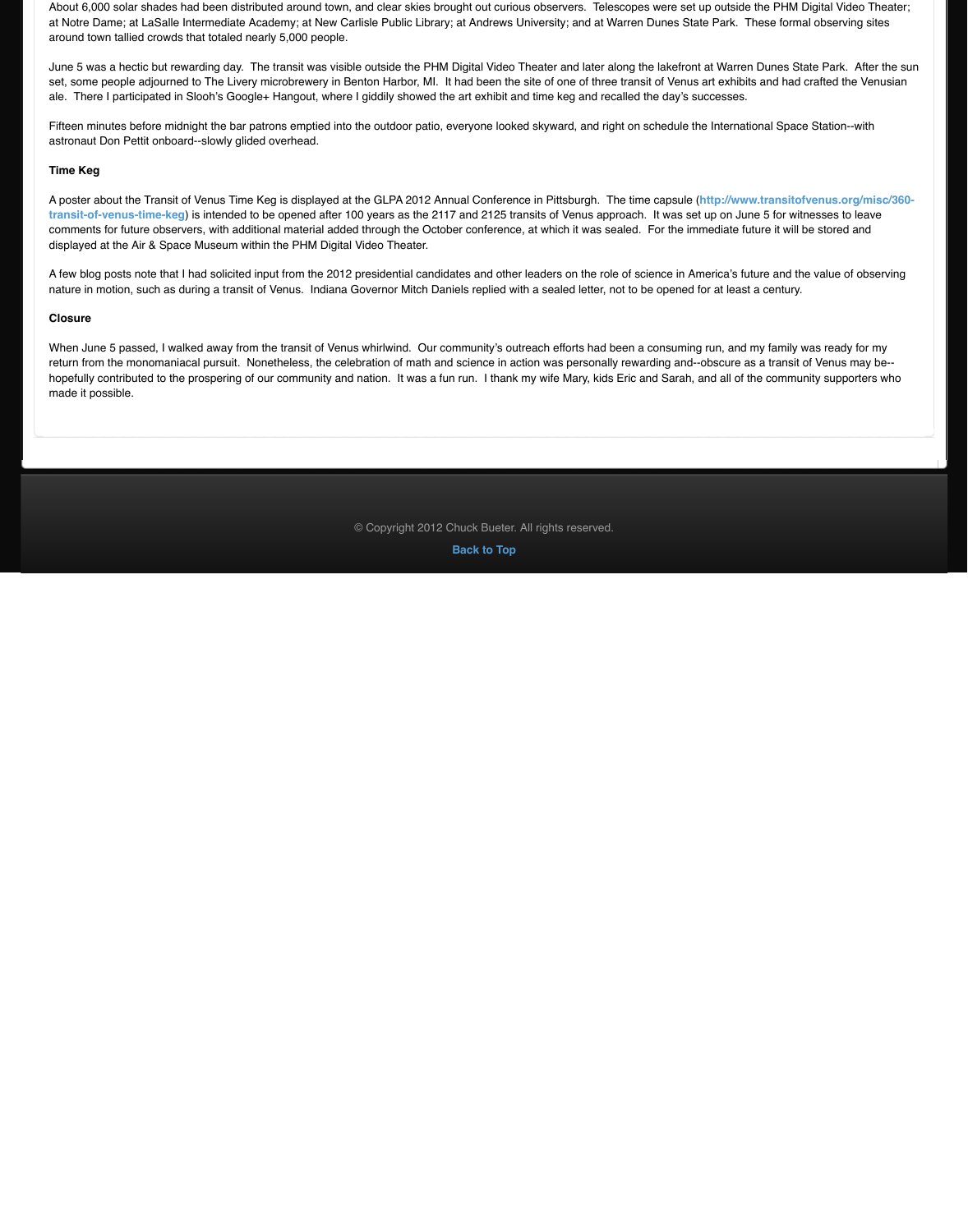About 6,000 solar shades had been distributed around town, and clear skies brought out curious observers. Telescopes were set up outside the PHM Digital Video Theater; at Notre Dame; at LaSalle Intermediate Academy; at New Carlisle Public Library; at Andrews University; and at Warren Dunes State Park. These formal observing sites around town tallied crowds that totaled nearly 5,000 people.

June 5 was a hectic but rewarding day. The transit was visible outside the PHM Digital Video Theater and later along the lakefront at Warren Dunes State Park. After the sun set, some people adjourned to The Livery microbrewery in Benton Harbor, MI. It had been the site of one of three transit of Venus art exhibits and had crafted the Venusian ale. There I participated in Slooh's Google+ Hangout, where I giddily showed the art exhibit and time keg and recalled the day's successes.

Fifteen minutes before midnight the bar patrons emptied into the outdoor patio, everyone looked skyward, and right on schedule the International Space Station--with astronaut Don Pettit onboard--slowly glided overhead.

**Time Keg**

A poster about the Transit of Venus Time Keg is displayed at the GLPA 2012 Annual Conference in Pittsburgh. The time capsule (**http://www.transitofvenus.org/misc/360-transit-of-venus-time-keg**) is intended to be opened after 100 years as the 2117 and 2125 transits of Venus approach. It was set up on June 5 for witnesses to leave comments for future observers, with additional material added through the October conference, at which it was sealed. For the immediate future it will be stored and displayed at the Air & Space Museum within the PHM Digital Video Theater.

A few blog posts note that I had solicited input from the 2012 presidential candidates and other leaders on the role of science in America's future and the value of observing nature in motion, such as during a transit of Venus. Indiana Governor Mitch Daniels replied with a sealed letter, not to be opened for at least a century.

**Closure**

When June 5 passed, I walked away from the transit of Venus whirlwind. Our community's outreach efforts had been a consuming run, and my family was ready for my return from the monomaniacal pursuit. Nonetheless, the celebration of math and science in action was personally rewarding and--obscure as a transit of Venus may be--hopefully contributed to the prospering of our community and nation. It was a fun run. I thank my wife Mary, kids Eric and Sarah, and all of the community supporters who made it possible.

© Copyright 2012 Chuck Bueter. All rights reserved.

**Back to Top**